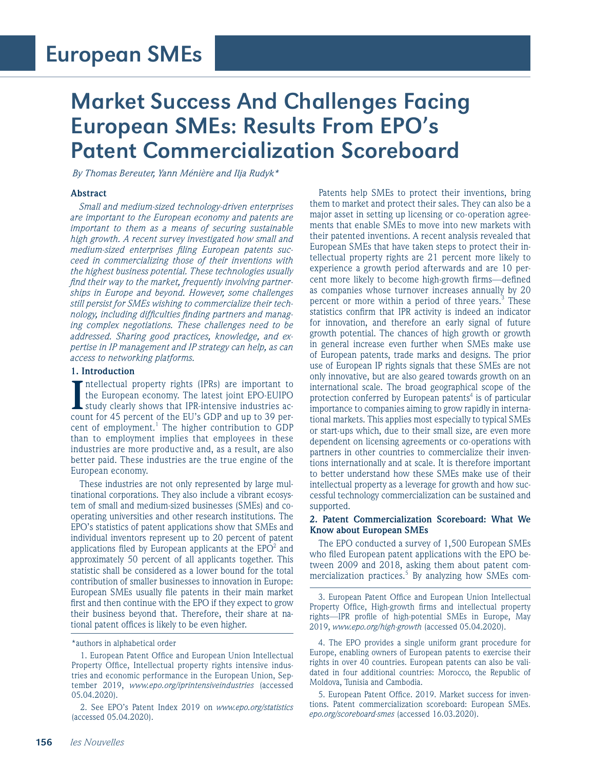# European SMEs

## Market Success And Challenges Facing European SMEs: Results From EPO's Patent Commercialization Scoreboard

*By Thomas Bereuter, Yann Ménière and Ilja Rudyk**

### Abstract

*Small and medium-sized technology-driven enterprises are important to the European economy and patents are important to them as a means of securing sustainable high growth. A recent survey investigated how small and medium-sized enterprises filing European patents succeed in commercializing those of their inventions with the highest business potential. These technologies usually find their way to the market, frequently involving partnerships in Europe and beyond. However, some challenges still persist for SMEs wishing to commercialize their technology, including difficulties finding partners and managing complex negotiations. These challenges need to be addressed. Sharing good practices, knowledge, and expertise in IP management and IP strategy can help, as can access to networking platforms.*

### 1. Introduction

Intellectual property rights (IPRs) are important to the European economy. The latest joint EPO-EUIPO study clearly shows that IPR-intensive industries account for 45 percent of the EU's GDP and up to 39 percent of employment.[1] The higher contribution to GDP than to employment implies that employees in these industries are more productive and, as a result, are also better paid. These industries are the true engine of the European economy.

These industries are not only represented by large multinational corporations. They also include a vibrant ecosystem of small and medium-sized businesses (SMEs) and cooperating universities and other research institutions. The EPO's statistics of patent applications show that SMEs and individual inventors represent up to 20 percent of patent applications filed by European applicants at the EPO[2] and approximately 50 percent of all applicants together. This statistic shall be considered as a lower bound for the total contribution of smaller businesses to innovation in Europe: European SMEs usually file patents in their main market first and then continue with the EPO if they expect to grow their business beyond that. Therefore, their share at national patent offices is likely to be even higher.

Patents help SMEs to protect their inventions, bring them to market and protect their sales. They can also be a major asset in setting up licensing or co-operation agreements that enable SMEs to move into new markets with their patented inventions. A recent analysis revealed that European SMEs that have taken steps to protect their intellectual property rights are 21 percent more likely to experience a growth period afterwards and are 10 percent more likely to become high-growth firms—defined as companies whose turnover increases annually by 20 percent or more within a period of three years.[3] These statistics confirm that IPR activity is indeed an indicator for innovation, and therefore an early signal of future growth potential. The chances of high growth or growth in general increase even further when SMEs make use of European patents, trade marks and designs. The prior use of European IP rights signals that these SMEs are not only innovative, but are also geared towards growth on an international scale. The broad geographical scope of the protection conferred by European patents[4] is of particular importance to companies aiming to grow rapidly in international markets. This applies most especially to typical SMEs or start-ups which, due to their small size, are even more dependent on licensing agreements or co-operations with partners in other countries to commercialize their inventions internationally and at scale. It is therefore important to better understand how these SMEs make use of their intellectual property as a leverage for growth and how successful technology commercialization can be sustained and supported.

### 2. Patent Commercialization Scoreboard: What We Know about European SMEs

The EPO conducted a survey of 1,500 European SMEs who filed European patent applications with the EPO between 2009 and 2018, asking them about patent commercialization practices.[5] By analyzing how SMEs com-

---

*authors in alphabetical order

1. European Patent Office and European Union Intellectual Property Office, Intellectual property rights intensive industries and economic performance in the European Union, September 2019, *www.epo.org/iprintensiveindustries* (accessed 05.04.2020).

2. See EPO's Patent Index 2019 on *www.epo.org/statistics* (accessed 05.04.2020).

3. European Patent Office and European Union Intellectual Property Office, High-growth firms and intellectual property rights—IPR profile of high-potential SMEs in Europe, May 2019, *www.epo.org/high-growth* (accessed 05.04.2020).

4. The EPO provides a single uniform grant procedure for Europe, enabling owners of European patents to exercise their rights in over 40 countries. European patents can also be validated in four additional countries: Morocco, the Republic of Moldova, Tunisia and Cambodia.

5. European Patent Office. 2019. Market success for inventions. Patent commercialization scoreboard: European SMEs. *epo.org/scoreboard-smes* (accessed 16.03.2020).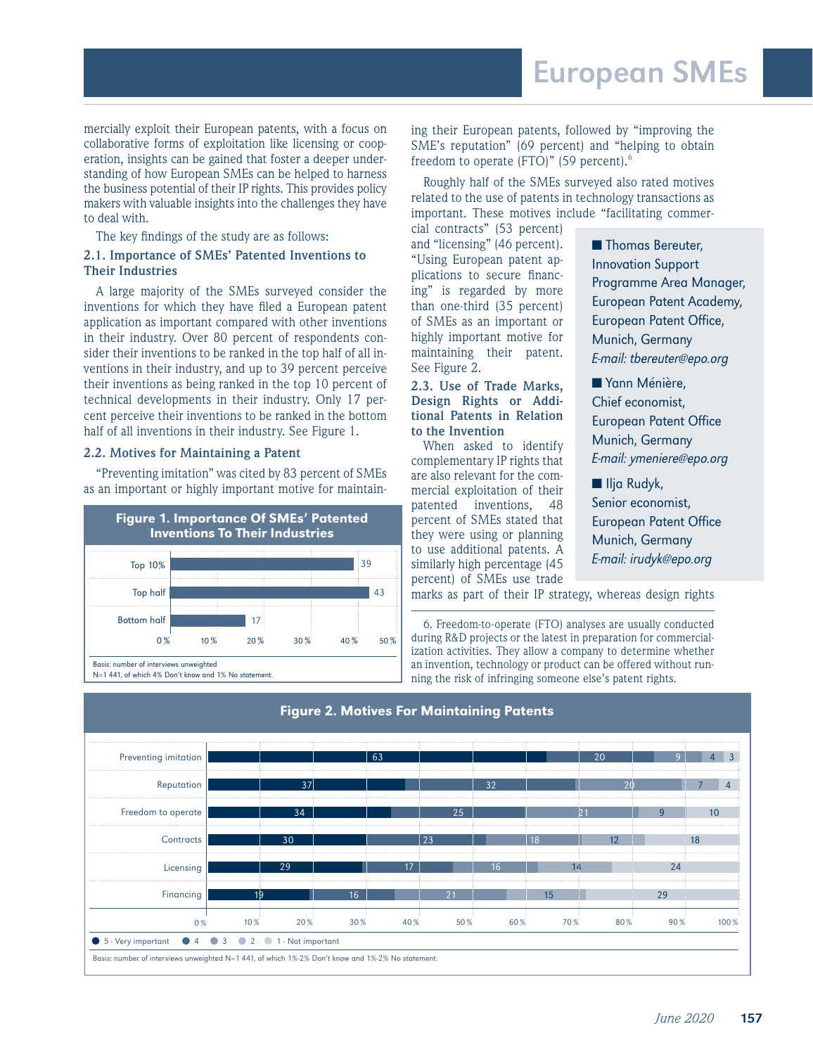mercially exploit their European patents, with a focus on collaborative forms of exploitation like licensing or cooperation, insights can be gained that foster a deeper understanding of how European SMEs can be helped to harness the business potential of their IP rights. This provides policy makers with valuable insights into the challenges they have to deal with.

The key findings of the study are as follows:

### 2.1. Importance of SMEs' Patented Inventions to Their Industries

A large majority of the SMEs surveyed consider the inventions for which they have filed a European patent application as important compared with other inventions in their industry. Over 80 percent of respondents consider their inventions to be ranked in the top half of all inventions in their industry, and up to 39 percent perceive their inventions as being ranked in the top 10 percent of technical developments in their industry. Only 17 percent perceive their inventions to be ranked in the bottom half of all inventions in their industry. See Figure 1.

### 2.2. Motives for Maintaining a Patent

"Preventing imitation" was cited by 83 percent of SMEs as an important or highly important motive for maintaining their European patents, followed by "improving the SME's reputation" (69 percent) and "helping to obtain freedom to operate (FTO)" (59 percent).[6]

Roughly half of the SMEs surveyed also rated motives related to the use of patents in technology transactions as important. These motives include "facilitating commercial contracts" (53 percent) and "licensing" (46 percent). "Using European patent applications to secure financing" is regarded by more than one-third (35 percent) of SMEs as an important or highly important motive for maintaining their patent. See Figure 2.

### 2.3. Use of Trade Marks, Design Rights or Additional Patents in Relation to the Invention

When asked to identify complementary IP rights that are also relevant for the commercial exploitation of their patented inventions, 48 percent of SMEs stated that they were using or planning to use additional patents. A similarly high percentage (45 percent) of SMEs use trade marks as part of their IP strategy, whereas design rights

**Figure 1. Importance Of SMEs' Patented Inventions To Their Industries**

| | % |
|---|---|
| Top 10% | 39 |
| Top half | 43 |
| Bottom half | 17 |

Basis: number of interviews unweighted
N=1 441, of which 4% Don't know and 1% No statement.

- Thomas Bereuter, Innovation Support Programme Area Manager, European Patent Academy, European Patent Office, Munich, Germany *E-mail: tbereuter@epo.org*
- Yann Ménière, Chief economist, European Patent Office Munich, Germany *E-mail: ymeniere@epo.org*
- Ilja Rudyk, Senior economist, European Patent Office Munich, Germany *E-mail: irudyk@epo.org*

6. Freedom-to-operate (FTO) analyses are usually conducted during R&D projects or the latest in preparation for commercialization activities. They allow a company to determine whether an invention, technology or product can be offered without running the risk of infringing someone else's patent rights.

**Figure 2. Motives For Maintaining Patents**

| | 5 - Very important | 4 | 3 | 2 | 1 - Not important |
|---|---|---|---|---|---|
| Preventing imitation | 63 | 20 | 9 | 4 | 3 |
| Reputation | 37 | 32 | 20 | 7 | 4 |
| Freedom to operate | 34 | 25 | 21 | 9 | 10 |
| Contracts | 30 | 23 | 18 | 12 | 18 |
| Licensing | 29 | 17 | 16 | 14 | 24 |
| Financing | 19 | 16 | 21 | 15 | 29 |

Basis: number of interviews unweighted N=1 441, of which 1%-2% Don't know and 1%-2% No statement.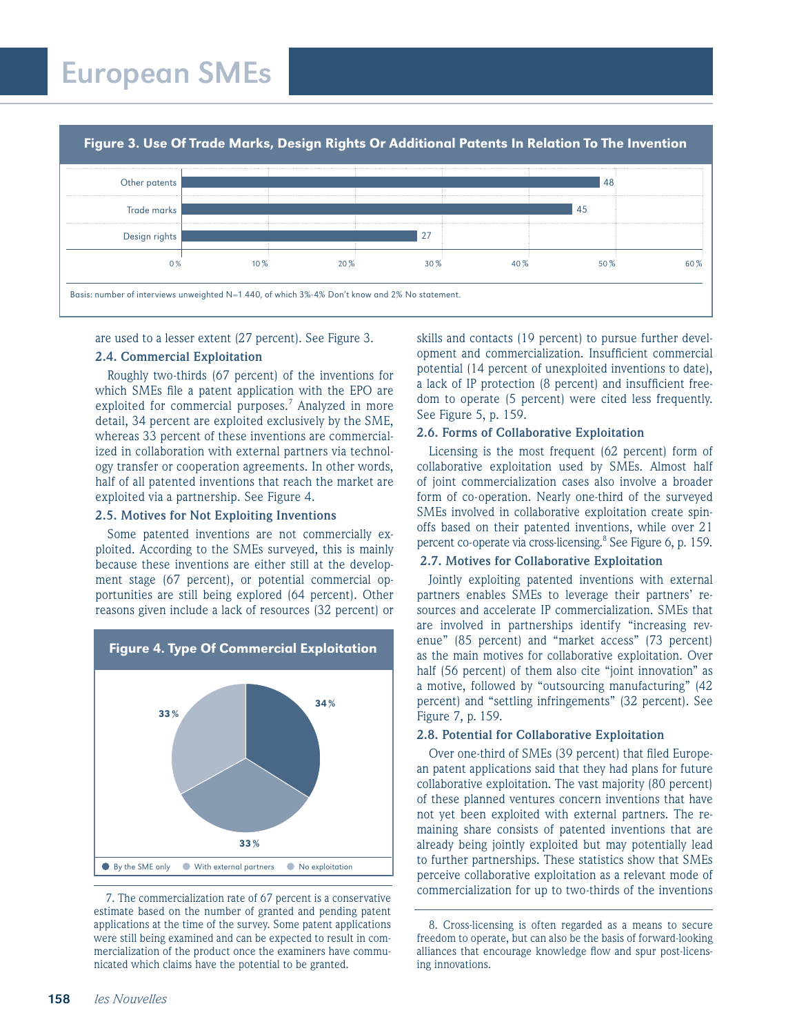**Figure 3. Use Of Trade Marks, Design Rights Or Additional Patents In Relation To The Invention**

| | % |
|---|---|
| Other patents | 48 |
| Trade marks | 45 |
| Design rights | 27 |

Basis: number of interviews unweighted N=1 440, of which 3%-4% Don't know and 2% No statement.

are used to a lesser extent (27 percent). See Figure 3.

### 2.4. Commercial Exploitation

Roughly two-thirds (67 percent) of the inventions for which SMEs file a patent application with the EPO are exploited for commercial purposes.[7] Analyzed in more detail, 34 percent are exploited exclusively by the SME, whereas 33 percent of these inventions are commercialized in collaboration with external partners via technology transfer or cooperation agreements. In other words, half of all patented inventions that reach the market are exploited via a partnership. See Figure 4.

### 2.5. Motives for Not Exploiting Inventions

Some patented inventions are not commercially exploited. According to the SMEs surveyed, this is mainly because these inventions are either still at the development stage (67 percent), or potential commercial opportunities are still being explored (64 percent). Other reasons given include a lack of resources (32 percent) or skills and contacts (19 percent) to pursue further development and commercialization. Insufficient commercial potential (14 percent of unexploited inventions to date), a lack of IP protection (8 percent) and insufficient freedom to operate (5 percent) were cited less frequently. See Figure 5, p. 159.

**Figure 4. Type Of Commercial Exploitation**

| Type | % |
|---|---|
| By the SME only | 34% |
| With external partners | 33% |
| No exploitation | 33% |

### 2.6. Forms of Collaborative Exploitation

Licensing is the most frequent (62 percent) form of collaborative exploitation used by SMEs. Almost half of joint commercialization cases also involve a broader form of co-operation. Nearly one-third of the surveyed SMEs involved in collaborative exploitation create spin-offs based on their patented inventions, while over 21 percent co-operate via cross-licensing.[8] See Figure 6, p. 159.

### 2.7. Motives for Collaborative Exploitation

Jointly exploiting patented inventions with external partners enables SMEs to leverage their partners' resources and accelerate IP commercialization. SMEs that are involved in partnerships identify "increasing revenue" (85 percent) and "market access" (73 percent) as the main motives for collaborative exploitation. Over half (56 percent) of them also cite "joint innovation" as a motive, followed by "outsourcing manufacturing" (42 percent) and "settling infringements" (32 percent). See Figure 7, p. 159.

### 2.8. Potential for Collaborative Exploitation

Over one-third of SMEs (39 percent) that filed European patent applications said that they had plans for future collaborative exploitation. The vast majority (80 percent) of these planned ventures concern inventions that have not yet been exploited with external partners. The remaining share consists of patented inventions that are already being jointly exploited but may potentially lead to further partnerships. These statistics show that SMEs perceive collaborative exploitation as a relevant mode of commercialization for up to two-thirds of the inventions

---

7. The commercialization rate of 67 percent is a conservative estimate based on the number of granted and pending patent applications at the time of the survey. Some patent applications were still being examined and can be expected to result in commercialization of the product once the examiners have communicated which claims have the potential to be granted.

8. Cross-licensing is often regarded as a means to secure freedom to operate, but can also be the basis of forward-looking alliances that encourage knowledge flow and spur post-licensing innovations.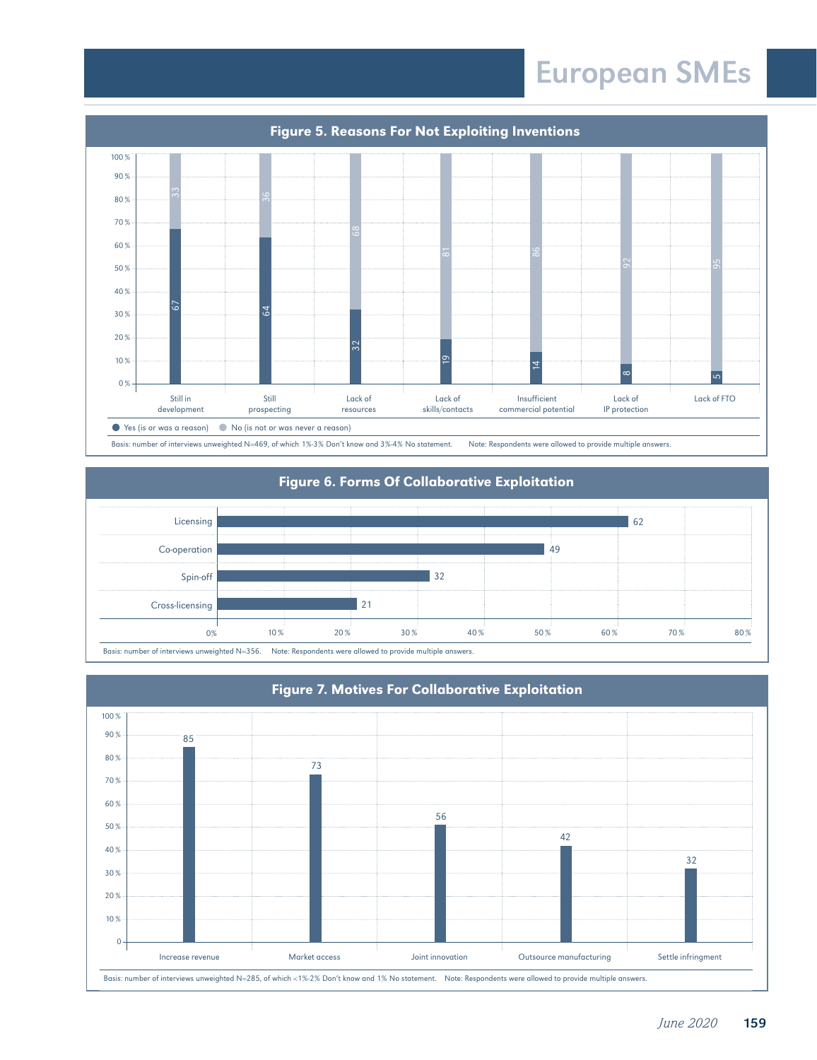## Figure 5. Reasons For Not Exploiting Inventions

| Reason | Yes (is or was a reason) | No (is not or was never a reason) |
|---|---|---|
| Still in development | 67 | 33 |
| Still prospecting | 64 | 36 |
| Lack of resources | 32 | 68 |
| Lack of skills/contacts | 19 | 81 |
| Insufficient commercial potential | 14 | 86 |
| Lack of IP protection | 8 | 92 |
| Lack of FTO | 5 | 95 |

Basis: number of interviews unweighted N=469, of which 1%-3% Don't know and 3%-4% No statement. Note: Respondents were allowed to provide multiple answers.

## Figure 6. Forms Of Collaborative Exploitation

| Form | % |
|---|---|
| Licensing | 62 |
| Co-operation | 49 |
| Spin-off | 32 |
| Cross-licensing | 21 |

Basis: number of interviews unweighted N=356. Note: Respondents were allowed to provide multiple answers.

## Figure 7. Motives For Collaborative Exploitation

| Motive | % |
|---|---|
| Increase revenue | 85 |
| Market access | 73 |
| Joint innovation | 56 |
| Outsource manufacturing | 42 |
| Settle infringment | 32 |

Basis: number of interviews unweighted N=285, of which <1%-2% Don't know and 1% No statement. Note: Respondents were allowed to provide multiple answers.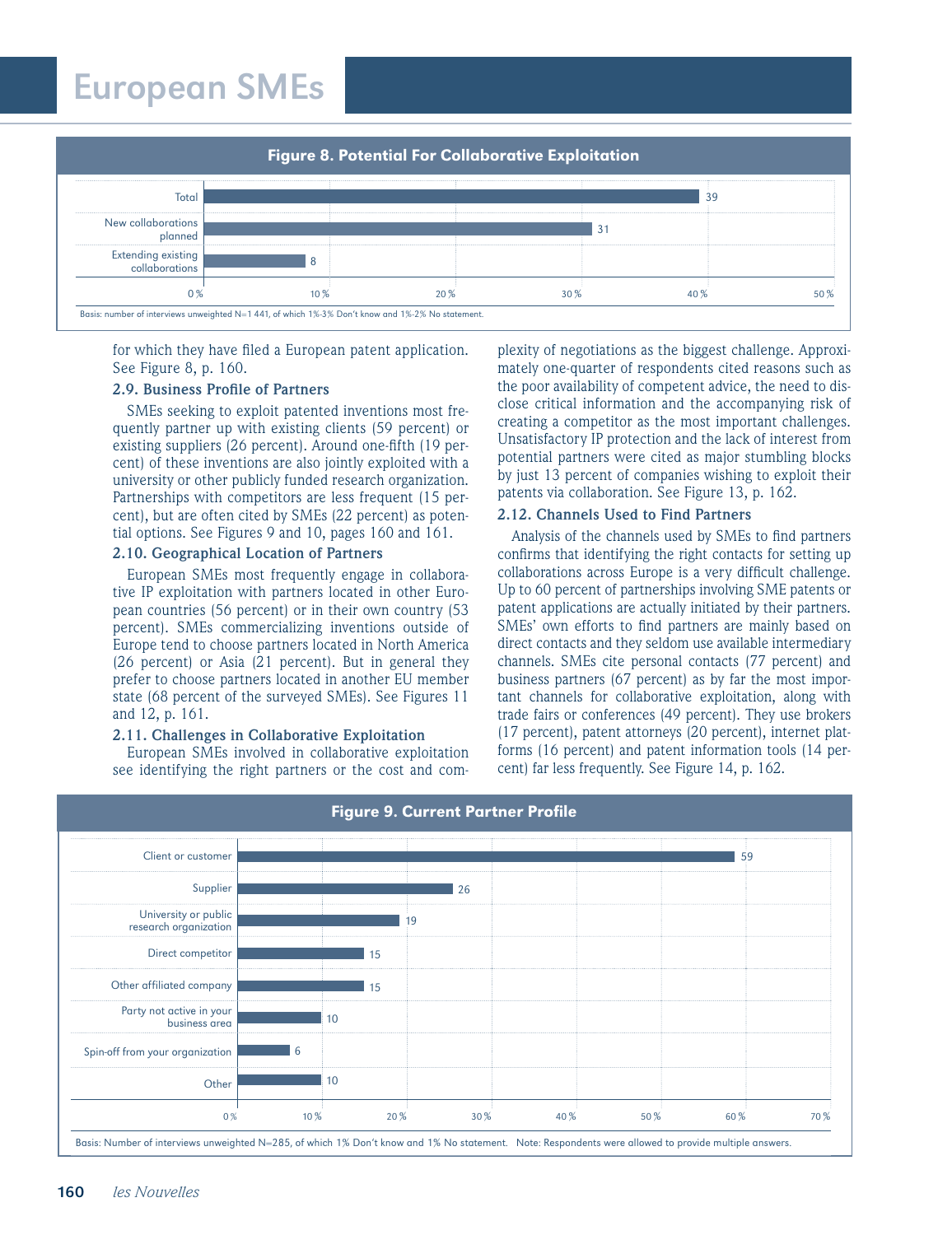**Figure 8. Potential For Collaborative Exploitation**

| | % |
|---|---|
| Total | 39 |
| New collaborations planned | 31 |
| Extending existing collaborations | 8 |

Basis: number of interviews unweighted N=1 441, of which 1%-3% Don't know and 1%-2% No statement.

for which they have filed a European patent application. See Figure 8, p. 160.

### 2.9. Business Profile of Partners

SMEs seeking to exploit patented inventions most frequently partner up with existing clients (59 percent) or existing suppliers (26 percent). Around one-fifth (19 percent) of these inventions are also jointly exploited with a university or other publicly funded research organization. Partnerships with competitors are less frequent (15 percent), but are often cited by SMEs (22 percent) as potential options. See Figures 9 and 10, pages 160 and 161.

### 2.10. Geographical Location of Partners

European SMEs most frequently engage in collaborative IP exploitation with partners located in other European countries (56 percent) or in their own country (53 percent). SMEs commercializing inventions outside of Europe tend to choose partners located in North America (26 percent) or Asia (21 percent). But in general they prefer to choose partners located in another EU member state (68 percent of the surveyed SMEs). See Figures 11 and 12, p. 161.

### 2.11. Challenges in Collaborative Exploitation

European SMEs involved in collaborative exploitation see identifying the right partners or the cost and complexity of negotiations as the biggest challenge. Approximately one-quarter of respondents cited reasons such as the poor availability of competent advice, the need to disclose critical information and the accompanying risk of creating a competitor as the most important challenges. Unsatisfactory IP protection and the lack of interest from potential partners were cited as major stumbling blocks by just 13 percent of companies wishing to exploit their patents via collaboration. See Figure 13, p. 162.

### 2.12. Channels Used to Find Partners

Analysis of the channels used by SMEs to find partners confirms that identifying the right contacts for setting up collaborations across Europe is a very difficult challenge. Up to 60 percent of partnerships involving SME patents or patent applications are actually initiated by their partners. SMEs' own efforts to find partners are mainly based on direct contacts and they seldom use available intermediary channels. SMEs cite personal contacts (77 percent) and business partners (67 percent) as by far the most important channels for collaborative exploitation, along with trade fairs or conferences (49 percent). They use brokers (17 percent), patent attorneys (20 percent), internet platforms (16 percent) and patent information tools (14 percent) far less frequently. See Figure 14, p. 162.

**Figure 9. Current Partner Profile**

| | % |
|---|---|
| Client or customer | 59 |
| Supplier | 26 |
| University or public research organization | 19 |
| Direct competitor | 15 |
| Other affiliated company | 15 |
| Party not active in your business area | 10 |
| Spin-off from your organization | 6 |
| Other | 10 |

Basis: Number of interviews unweighted N=285, of which 1% Don't know and 1% No statement. Note: Respondents were allowed to provide multiple answers.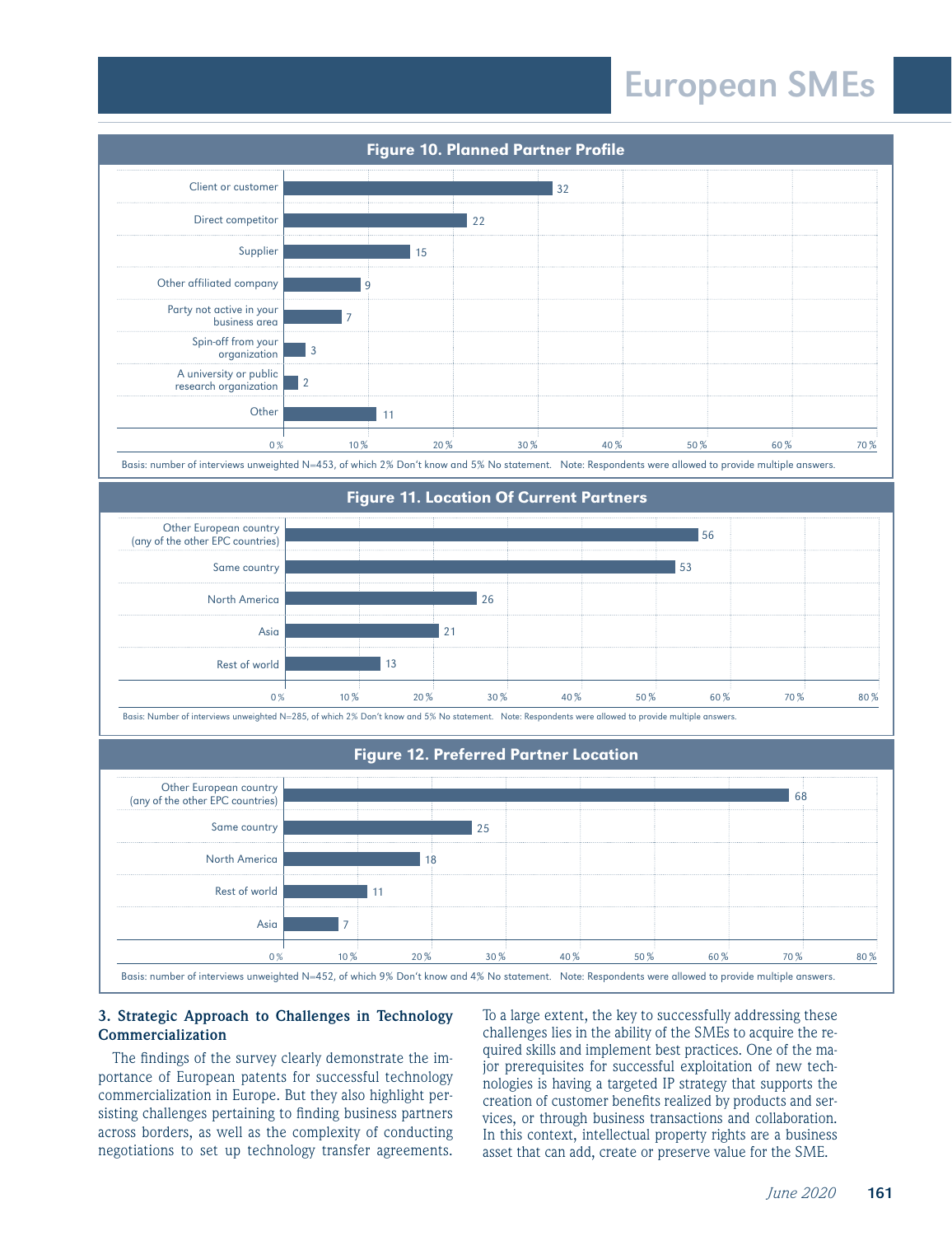**Figure 10. Planned Partner Profile**

| Partner | % |
|---|---|
| Client or customer | 32 |
| Direct competitor | 22 |
| Supplier | 15 |
| Other affiliated company | 9 |
| Party not active in your business area | 7 |
| Spin-off from your organization | 3 |
| A university or public research organization | 2 |
| Other | 11 |

Basis: number of interviews unweighted N=453, of which 2% Don't know and 5% No statement. Note: Respondents were allowed to provide multiple answers.

**Figure 11. Location Of Current Partners**

| Location | % |
|---|---|
| Other European country (any of the other EPC countries) | 56 |
| Same country | 53 |
| North America | 26 |
| Asia | 21 |
| Rest of world | 13 |

Basis: Number of interviews unweighted N=285, of which 2% Don't know and 5% No statement. Note: Respondents were allowed to provide multiple answers.

**Figure 12. Preferred Partner Location**

| Location | % |
|---|---|
| Other European country (any of the other EPC countries) | 68 |
| Same country | 25 |
| North America | 18 |
| Rest of world | 11 |
| Asia | 7 |

Basis: number of interviews unweighted N=452, of which 9% Don't know and 4% No statement. Note: Respondents were allowed to provide multiple answers.

### 3. Strategic Approach to Challenges in Technology Commercialization

The findings of the survey clearly demonstrate the importance of European patents for successful technology commercialization in Europe. But they also highlight persisting challenges pertaining to finding business partners across borders, as well as the complexity of conducting negotiations to set up technology transfer agreements. To a large extent, the key to successfully addressing these challenges lies in the ability of the SMEs to acquire the required skills and implement best practices. One of the major prerequisites for successful exploitation of new technologies is having a targeted IP strategy that supports the creation of customer benefits realized by products and services, or through business transactions and collaboration. In this context, intellectual property rights are a business asset that can add, create or preserve value for the SME.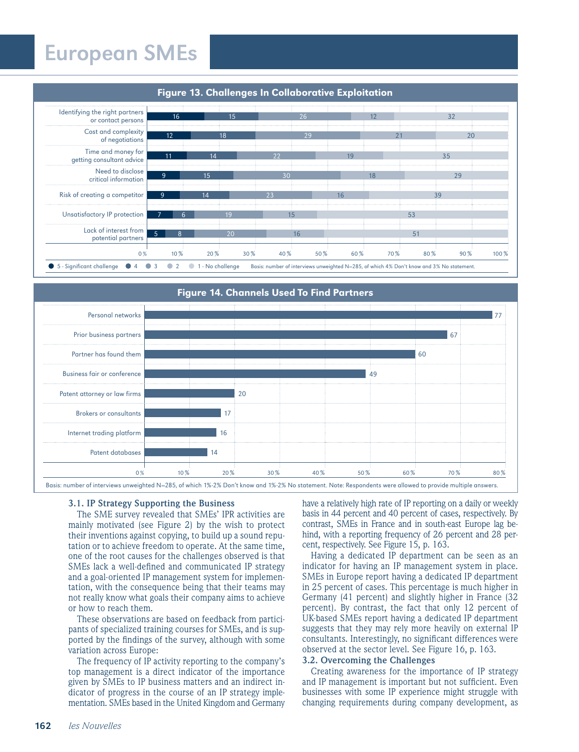**Figure 13. Challenges In Collaborative Exploitation**

| Challenge | 5 - Significant challenge | 4 | 3 | 2 | 1 - No challenge |
|---|---|---|---|---|---|
| Identifying the right partners or contact persons | 16 | 15 | 26 | 12 | 32 |
| Cost and complexity of negotiations | 12 | 18 | 29 | 21 | 20 |
| Time and money for getting consultant advice | 11 | 14 | 22 | 19 | 35 |
| Need to disclose critical information | 9 | 15 | 30 | 18 | 29 |
| Risk of creating a competitor | 9 | 14 | 23 | 16 | 39 |
| Unsatisfactory IP protection | 7 | 6 | 19 | 15 | 53 |
| Lack of interest from potential partners | 5 | 8 | 20 | 16 | 51 |

Basis: number of interviews unweighted N=285, of which 4% Don't know and 3% No statement.

**Figure 14. Channels Used To Find Partners**

| Channel | % |
|---|---|
| Personal networks | 77 |
| Prior business partners | 67 |
| Partner has found them | 60 |
| Business fair or conference | 49 |
| Patent attorney or law firms | 20 |
| Brokers or consultants | 17 |
| Internet trading platform | 16 |
| Patent databases | 14 |

Basis: number of interviews unweighted N=285, of which 1%-2% Don't know and 1%-2% No statement. Note: Respondents were allowed to provide multiple answers.

### 3.1. IP Strategy Supporting the Business

The SME survey revealed that SMEs' IPR activities are mainly motivated (see Figure 2) by the wish to protect their inventions against copying, to build up a sound reputation or to achieve freedom to operate. At the same time, one of the root causes for the challenges observed is that SMEs lack a well-defined and communicated IP strategy and a goal-oriented IP management system for implementation, with the consequence being that their teams may not really know what goals their company aims to achieve or how to reach them.

These observations are based on feedback from participants of specialized training courses for SMEs, and is supported by the findings of the survey, although with some variation across Europe:

The frequency of IP activity reporting to the company's top management is a direct indicator of the importance given by SMEs to IP business matters and an indirect indicator of progress in the course of an IP strategy implementation. SMEs based in the United Kingdom and Germany have a relatively high rate of IP reporting on a daily or weekly basis in 44 percent and 40 percent of cases, respectively. By contrast, SMEs in France and in south-east Europe lag behind, with a reporting frequency of 26 percent and 28 percent, respectively. See Figure 15, p. 163.

Having a dedicated IP department can be seen as an indicator for having an IP management system in place. SMEs in Europe report having a dedicated IP department in 25 percent of cases. This percentage is much higher in Germany (41 percent) and slightly higher in France (32 percent). By contrast, the fact that only 12 percent of UK-based SMEs report having a dedicated IP department suggests that they may rely more heavily on external IP consultants. Interestingly, no significant differences were observed at the sector level. See Figure 16, p. 163.

### 3.2. Overcoming the Challenges

Creating awareness for the importance of IP strategy and IP management is important but not sufficient. Even businesses with some IP experience might struggle with changing requirements during company development, as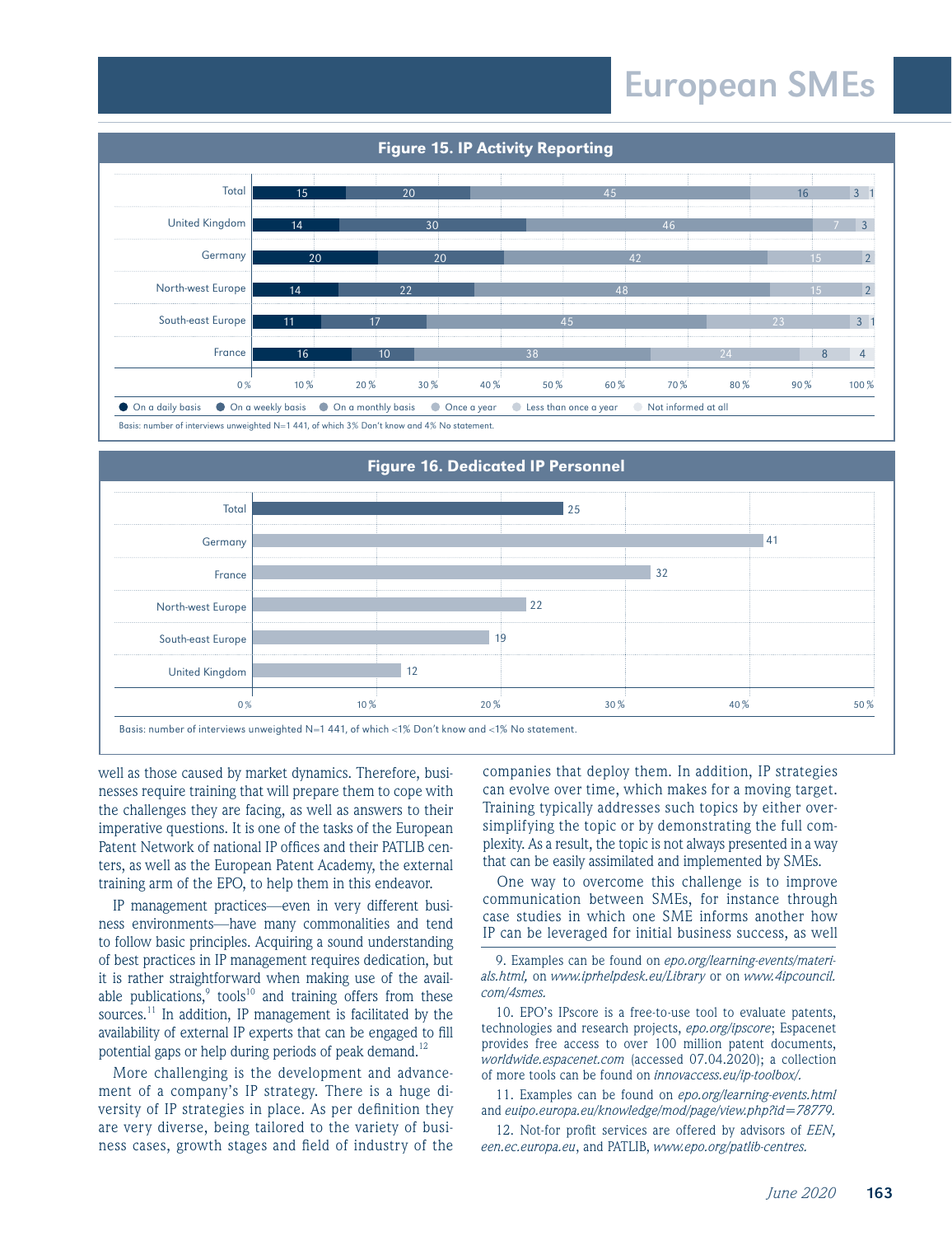**Figure 15. IP Activity Reporting**

| | On a daily basis | On a weekly basis | On a monthly basis | Once a year | Less than once a year | Not informed at all |
|---|---|---|---|---|---|---|
| Total | 15 | 20 | 45 | 16 | 3 | 1 |
| United Kingdom | 14 | 30 | 46 | 7 | 3 | |
| Germany | 20 | 20 | 42 | 15 | 2 | |
| North-west Europe | 14 | 22 | 48 | 15 | 2 | |
| South-east Europe | 11 | 17 | 45 | 23 | 3 | 1 |
| France | 16 | 10 | 38 | 24 | 8 | 4 |

Basis: number of interviews unweighted N=1 441, of which 3% Don't know and 4% No statement.

**Figure 16. Dedicated IP Personnel**

| | % |
|---|---|
| Total | 25 |
| Germany | 41 |
| France | 32 |
| North-west Europe | 22 |
| South-east Europe | 19 |
| United Kingdom | 12 |

Basis: number of interviews unweighted N=1 441, of which <1% Don't know and <1% No statement.

well as those caused by market dynamics. Therefore, businesses require training that will prepare them to cope with the challenges they are facing, as well as answers to their imperative questions. It is one of the tasks of the European Patent Network of national IP offices and their PATLIB centers, as well as the European Patent Academy, the external training arm of the EPO, to help them in this endeavor.

IP management practices—even in very different business environments—have many commonalities and tend to follow basic principles. Acquiring a sound understanding of best practices in IP management requires dedication, but it is rather straightforward when making use of the available publications,[9] tools[10] and training offers from these sources.[11] In addition, IP management is facilitated by the availability of external IP experts that can be engaged to fill potential gaps or help during periods of peak demand.[12]

More challenging is the development and advancement of a company's IP strategy. There is a huge diversity of IP strategies in place. As per definition they are very diverse, being tailored to the variety of business cases, growth stages and field of industry of the companies that deploy them. In addition, IP strategies can evolve over time, which makes for a moving target. Training typically addresses such topics by either oversimplifying the topic or by demonstrating the full complexity. As a result, the topic is not always presented in a way that can be easily assimilated and implemented by SMEs.

One way to overcome this challenge is to improve communication between SMEs, for instance through case studies in which one SME informs another how IP can be leveraged for initial business success, as well

9. Examples can be found on *epo.org/learning-events/materials.html,* on *www.iprhelpdesk.eu/Library* or on *www.4ipcouncil.com/4smes.*

10. EPO's IPscore is a free-to-use tool to evaluate patents, technologies and research projects, *epo.org/ipscore*; Espacenet provides free access to over 100 million patent documents, *worldwide.espacenet.com* (accessed 07.04.2020); a collection of more tools can be found on *innovaccess.eu/ip-toolbox/.*

11. Examples can be found on *epo.org/learning-events.html* and *euipo.europa.eu/knowledge/mod/page/view.php?id=78779.*

12. Not-for profit services are offered by advisors of *EEN, een.ec.europa.eu*, and PATLIB, *www.epo.org/patlib-centres.*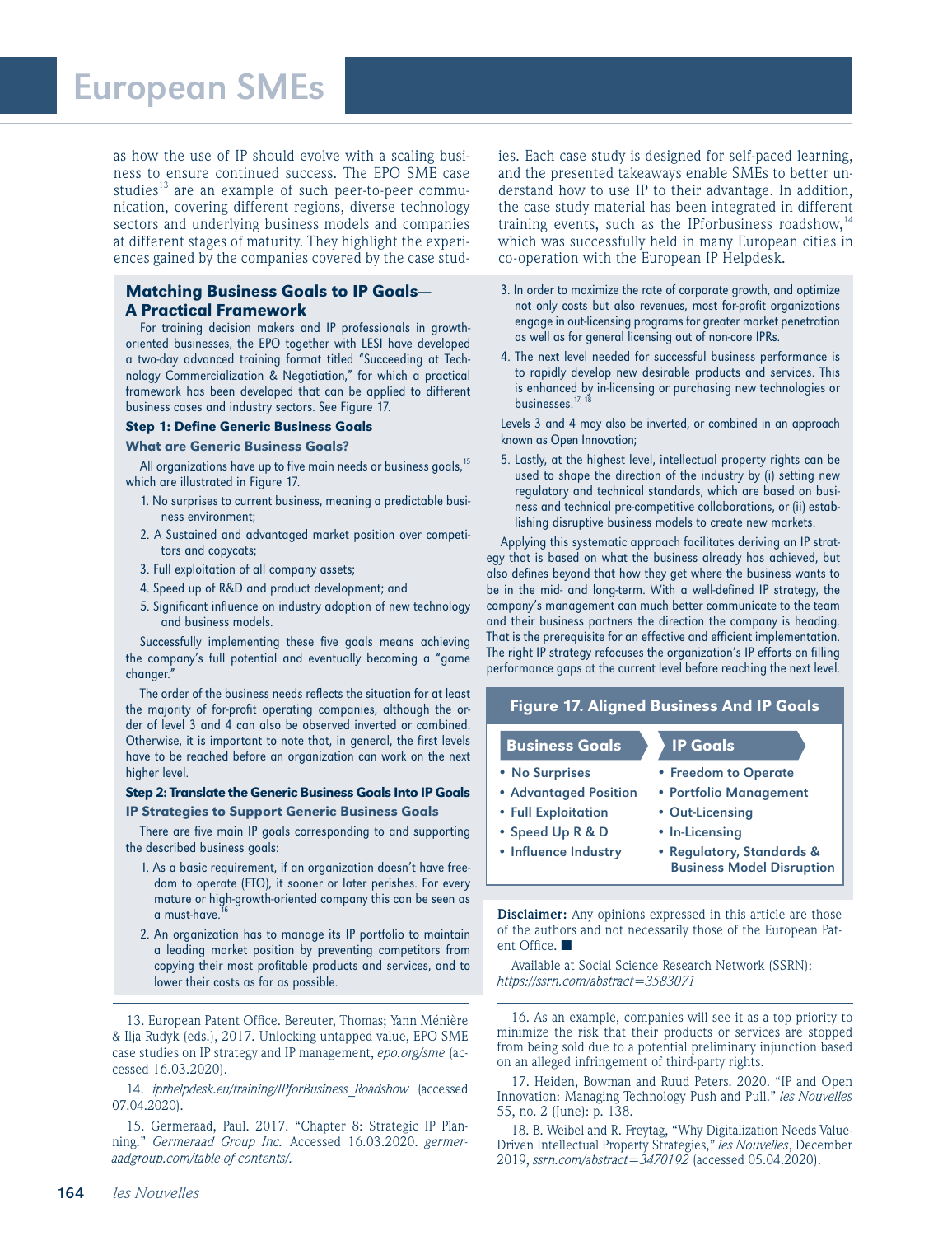as how the use of IP should evolve with a scaling business to ensure continued success. The EPO SME case studies[13] are an example of such peer-to-peer communication, covering different regions, diverse technology sectors and underlying business models and companies at different stages of maturity. They highlight the experiences gained by the companies covered by the case studies. Each case study is designed for self-paced learning, and the presented takeaways enable SMEs to better understand how to use IP to their advantage. In addition, the case study material has been integrated in different training events, such as the IPforbusiness roadshow,[14] which was successfully held in many European cities in co-operation with the European IP Helpdesk.

## Matching Business Goals to IP Goals—A Practical Framework

For training decision makers and IP professionals in growth-oriented businesses, the EPO together with LESI have developed a two-day advanced training format titled "Succeeding at Technology Commercialization & Negotiation," for which a practical framework has been developed that can be applied to different business cases and industry sectors. See Figure 17.

### Step 1: Define Generic Business Goals

#### What are Generic Business Goals?

All organizations have up to five main needs or business goals,[15] which are illustrated in Figure 17.

1. No surprises to current business, meaning a predictable business environment;
2. A Sustained and advantaged market position over competitors and copycats;
3. Full exploitation of all company assets;
4. Speed up of R&D and product development; and
5. Significant influence on industry adoption of new technology and business models.

Successfully implementing these five goals means achieving the company's full potential and eventually becoming a "game changer."

The order of the business needs reflects the situation for at least the majority of for-profit operating companies, although the order of level 3 and 4 can also be observed inverted or combined. Otherwise, it is important to note that, in general, the first levels have to be reached before an organization can work on the next higher level.

### Step 2: Translate the Generic Business Goals Into IP Goals

#### IP Strategies to Support Generic Business Goals

There are five main IP goals corresponding to and supporting the described business goals:

1. As a basic requirement, if an organization doesn't have freedom to operate (FTO), it sooner or later perishes. For every mature or high-growth-oriented company this can be seen as a must-have.[16]
2. An organization has to manage its IP portfolio to maintain a leading market position by preventing competitors from copying their most profitable products and services, and to lower their costs as far as possible.
3. In order to maximize the rate of corporate growth, and optimize not only costs but also revenues, most for-profit organizations engage in out-licensing programs for greater market penetration as well as for general licensing out of non-core IPRs.
4. The next level needed for successful business performance is to rapidly develop new desirable products and services. This is enhanced by in-licensing or purchasing new technologies or businesses.[17, 18]

Levels 3 and 4 may also be inverted, or combined in an approach known as Open Innovation;

5. Lastly, at the highest level, intellectual property rights can be used to shape the direction of the industry by (i) setting new regulatory and technical standards, which are based on business and technical pre-competitive collaborations, or (ii) establishing disruptive business models to create new markets.

Applying this systematic approach facilitates deriving an IP strategy that is based on what the business already has achieved, but also defines beyond that how they get where the business wants to be in the mid- and long-term. With a well-defined IP strategy, the company's management can much better communicate to the team and their business partners the direction the company is heading. That is the prerequisite for an effective and efficient implementation. The right IP strategy refocuses the organization's IP efforts on filling performance gaps at the current level before reaching the next level.

**Figure 17. Aligned Business And IP Goals**

| Business Goals | IP Goals |
|---|---|
| • No Surprises | • Freedom to Operate |
| • Advantaged Position | • Portfolio Management |
| • Full Exploitation | • Out-Licensing |
| • Speed Up R & D | • In-Licensing |
| • Influence Industry | • Regulatory, Standards & Business Model Disruption |

**Disclaimer:** Any opinions expressed in this article are those of the authors and not necessarily those of the European Patent Office. ■

Available at Social Science Research Network (SSRN): *https://ssrn.com/abstract=3583071*

---

13. European Patent Office. Bereuter, Thomas; Yann Ménière & Ilja Rudyk (eds.), 2017. Unlocking untapped value, EPO SME case studies on IP strategy and IP management, *epo.org/sme* (accessed 16.03.2020).

14. *iprhelpdesk.eu/training/IPforBusiness_Roadshow* (accessed 07.04.2020).

15. Germeraad, Paul. 2017. "Chapter 8: Strategic IP Planning." *Germeraad Group Inc.* Accessed 16.03.2020. *germeraadgroup.com/table-of-contents/.*

16. As an example, companies will see it as a top priority to minimize the risk that their products or services are stopped from being sold due to a potential preliminary injunction based on an alleged infringement of third-party rights.

17. Heiden, Bowman and Ruud Peters. 2020. "IP and Open Innovation: Managing Technology Push and Pull." *les Nouvelles* 55, no. 2 (June): p. 138.

18. B. Weibel and R. Freytag, "Why Digitalization Needs Value-Driven Intellectual Property Strategies," *les Nouvelles*, December 2019, *ssrn.com/abstract=3470192* (accessed 05.04.2020).